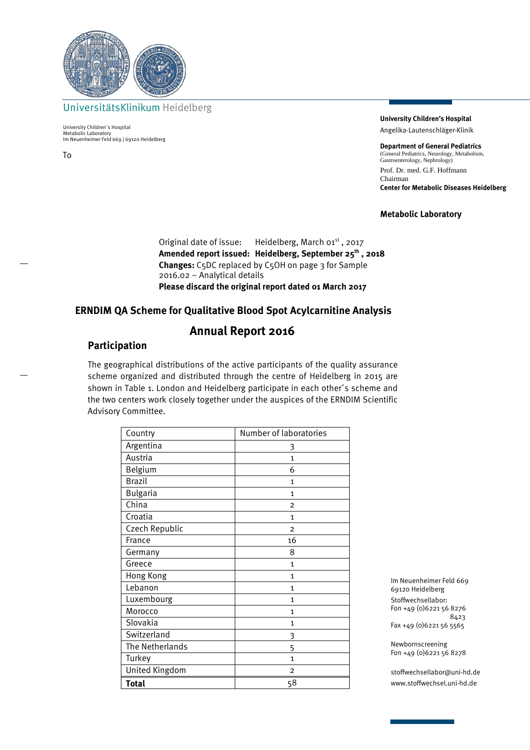UniversitätsKlinikum Heidelberg

University Children´s Hospital
Metabolic Laboratory
Im Neuenheimer Feld 669 | 69120 Heidelberg

To

**University Children's Hospital**
Angelika-Lautenschläger-Klinik

**Department of General Pediatrics**
(General Pediatrics, Neurology, Metabolism, Gastroenterology, Nephrology)

Prof. Dr. med. G.F. Hoffmann
Chairman
**Center for Metabolic Diseases Heidelberg**

**Metabolic Laboratory**

Original date of issue: Heidelberg, March 01st , 2017
**Amended report issued: Heidelberg, September 25th , 2018**
**Changes:** C5DC replaced by C5OH on page 3 for Sample 2016.02 – Analytical details
**Please discard the original report dated 01 March 2017**

## ERNDIM QA Scheme for Qualitative Blood Spot Acylcarnitine Analysis

# Annual Report 2016

## Participation

The geographical distributions of the active participants of the quality assurance scheme organized and distributed through the centre of Heidelberg in 2015 are shown in Table 1. London and Heidelberg participate in each other´s scheme and the two centers work closely together under the auspices of the ERNDIM Scientific Advisory Committee.

| Country | Number of laboratories |
|---|---|
| Argentina | 3 |
| Austria | 1 |
| Belgium | 6 |
| Brazil | 1 |
| Bulgaria | 1 |
| China | 2 |
| Croatia | 1 |
| Czech Republic | 2 |
| France | 16 |
| Germany | 8 |
| Greece | 1 |
| Hong Kong | 1 |
| Lebanon | 1 |
| Luxembourg | 1 |
| Morocco | 1 |
| Slovakia | 1 |
| Switzerland | 3 |
| The Netherlands | 5 |
| Turkey | 1 |
| United Kingdom | 2 |
| **Total** | 58 |

Im Neuenheimer Feld 669
69120 Heidelberg

Stoffwechsellabor:
Fon +49 (0)6221 56 8276
8423
Fax +49 (0)6221 56 5565

Newbornscreening
Fon +49 (0)6221 56 8278

stoffwechsellabor@uni-hd.de
www.stoffwechsel.uni-hd.de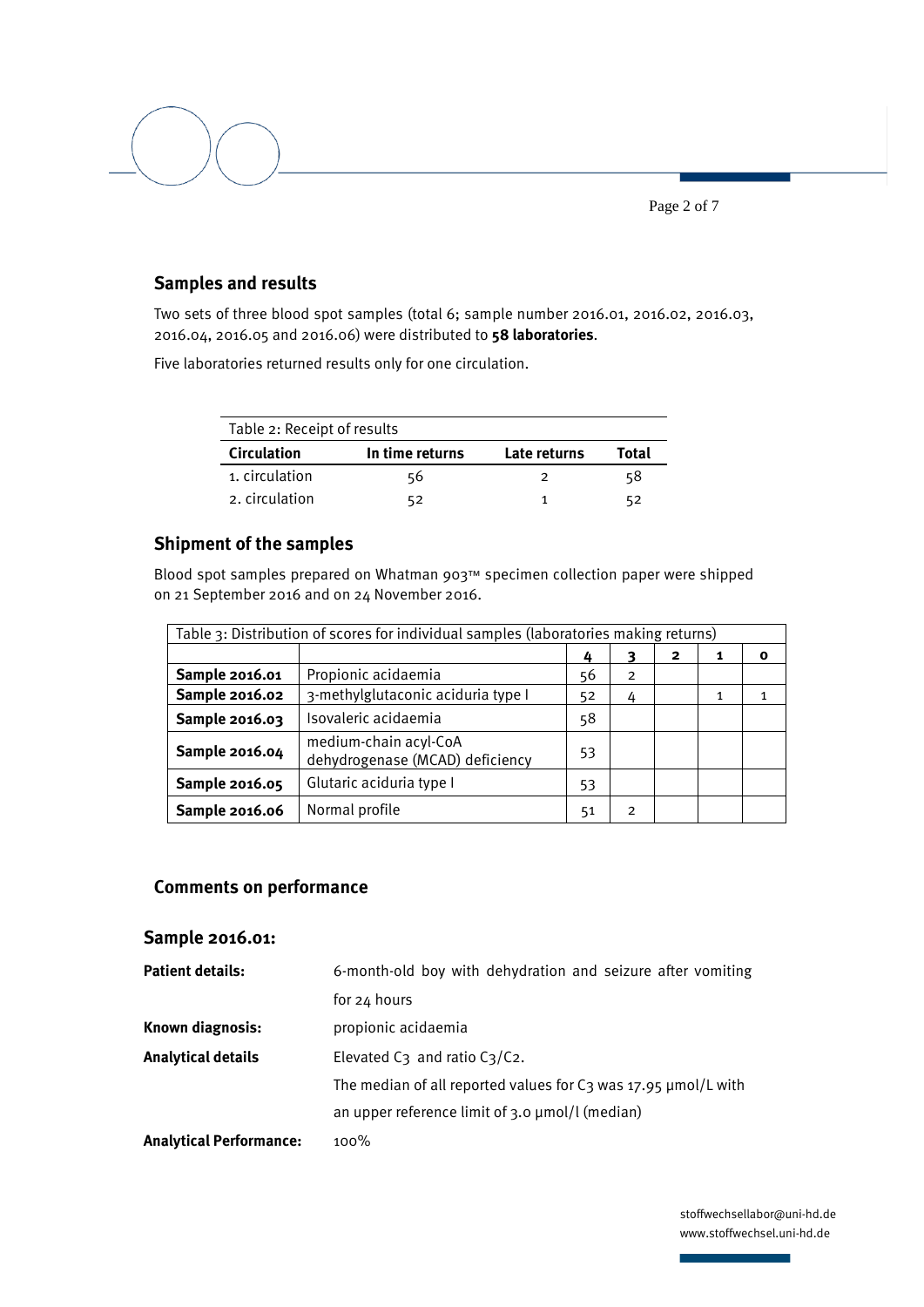## Samples and results

Two sets of three blood spot samples (total 6; sample number 2016.01, 2016.02, 2016.03, 2016.04, 2016.05 and 2016.06) were distributed to **58 laboratories**.

Five laboratories returned results only for one circulation.

Table 2: Receipt of results

| Circulation | In time returns | Late returns | Total |
|---|---|---|---|
| 1. circulation | 56 | 2 | 58 |
| 2. circulation | 52 | 1 | 52 |

## Shipment of the samples

Blood spot samples prepared on Whatman 903™ specimen collection paper were shipped on 21 September 2016 and on 24 November 2016.

| Table 3: Distribution of scores for individual samples (laboratories making returns) | | | | | | |
|---|---|---|---|---|---|---|
| | | **4** | **3** | **2** | **1** | **0** |
| **Sample 2016.01** | Propionic acidaemia | 56 | 2 | | | |
| **Sample 2016.02** | 3-methylglutaconic aciduria type I | 52 | 4 | | 1 | 1 |
| **Sample 2016.03** | Isovaleric acidaemia | 58 | | | | |
| **Sample 2016.04** | medium-chain acyl-CoA dehydrogenase (MCAD) deficiency | 53 | | | | |
| **Sample 2016.05** | Glutaric aciduria type I | 53 | | | | |
| **Sample 2016.06** | Normal profile | 51 | 2 | | | |

## Comments on performance

### Sample 2016.01:

**Patient details:** 6-month-old boy with dehydration and seizure after vomiting for 24 hours

**Known diagnosis:** propionic acidaemia

**Analytical details** Elevated C3 and ratio C3/C2.

The median of all reported values for C3 was 17.95 µmol/L with an upper reference limit of 3.0 µmol/l (median)

**Analytical Performance:** 100%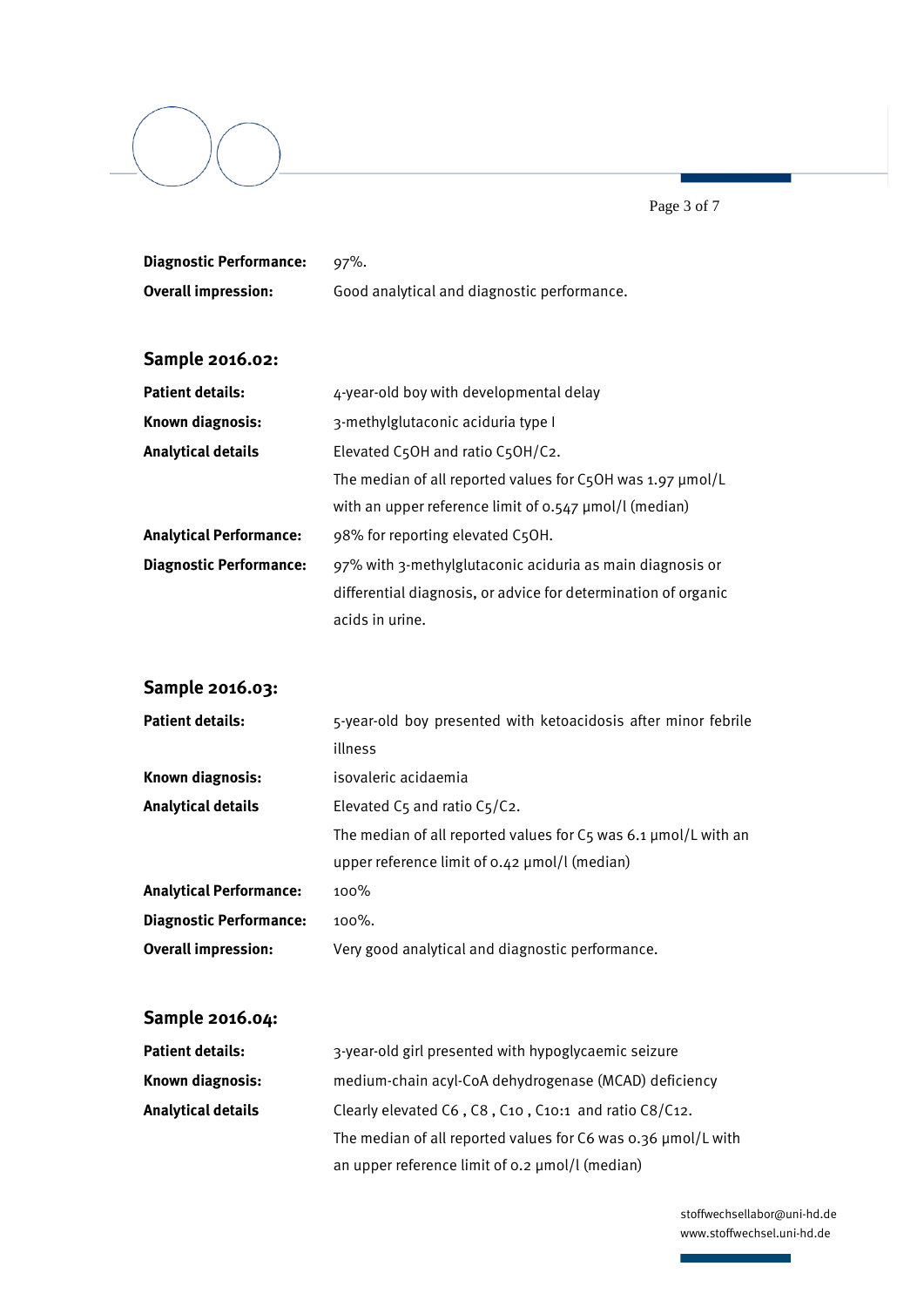**Diagnostic Performance:** 97%.

**Overall impression:** Good analytical and diagnostic performance.

## Sample 2016.02:

**Patient details:** 4-year-old boy with developmental delay

**Known diagnosis:** 3-methylglutaconic aciduria type I

**Analytical details** Elevated C5OH and ratio C5OH/C2.

The median of all reported values for C5OH was 1.97 µmol/L with an upper reference limit of 0.547 µmol/l (median)

**Analytical Performance:** 98% for reporting elevated C5OH.

**Diagnostic Performance:** 97% with 3-methylglutaconic aciduria as main diagnosis or differential diagnosis, or advice for determination of organic acids in urine.

## Sample 2016.03:

**Patient details:** 5-year-old boy presented with ketoacidosis after minor febrile illness

**Known diagnosis:** isovaleric acidaemia

**Analytical details** Elevated C5 and ratio C5/C2.

The median of all reported values for C5 was 6.1 µmol/L with an upper reference limit of 0.42 µmol/l (median)

**Analytical Performance:** 100%

**Diagnostic Performance:** 100%.

**Overall impression:** Very good analytical and diagnostic performance.

## Sample 2016.04:

**Patient details:** 3-year-old girl presented with hypoglycaemic seizure

**Known diagnosis:** medium-chain acyl-CoA dehydrogenase (MCAD) deficiency

**Analytical details** Clearly elevated C6 , C8 , C10 , C10:1 and ratio C8/C12.

The median of all reported values for C6 was 0.36 µmol/L with an upper reference limit of 0.2 µmol/l (median)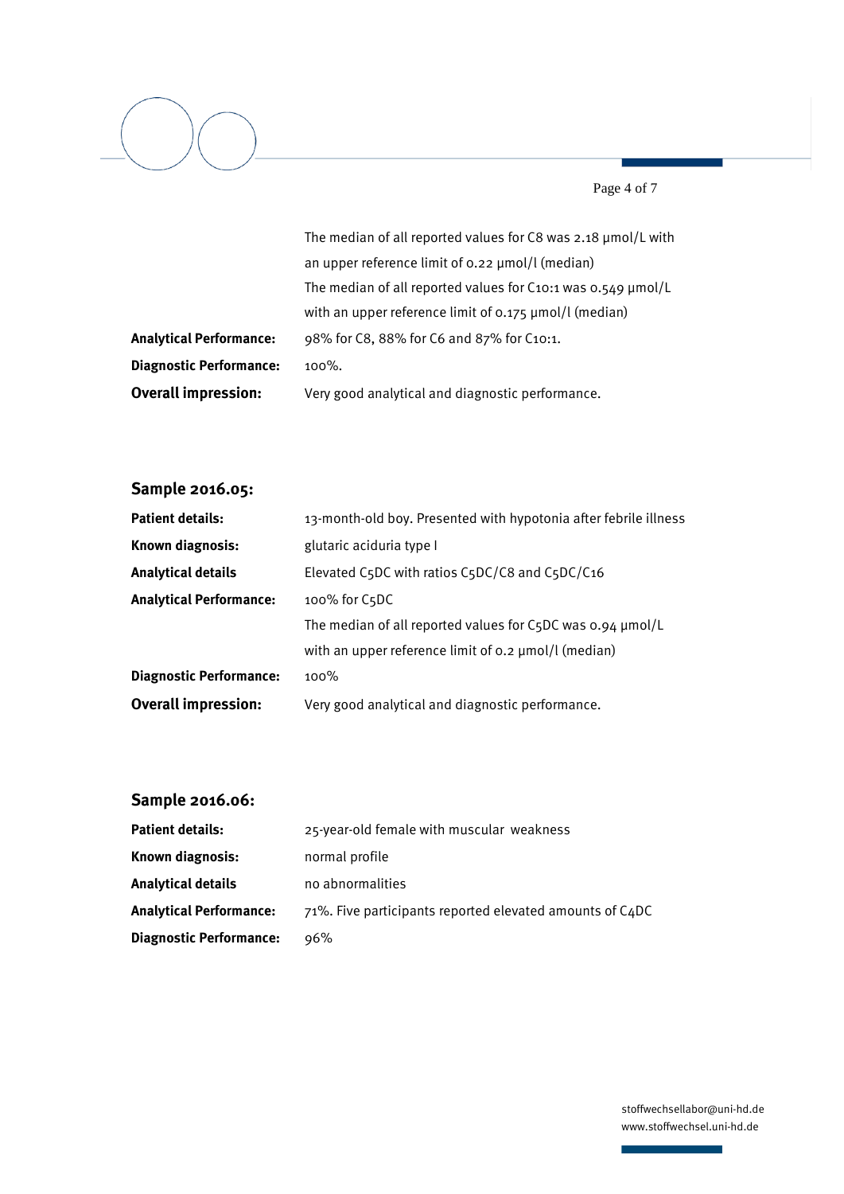| | |
|---|---|
| | The median of all reported values for C8 was 2.18 µmol/L with an upper reference limit of 0.22 µmol/l (median) |
| | The median of all reported values for C10:1 was 0.549 µmol/L with an upper reference limit of 0.175 µmol/l (median) |
| **Analytical Performance:** | 98% for C8, 88% for C6 and 87% for C10:1. |
| **Diagnostic Performance:** | 100%. |
| **Overall impression:** | Very good analytical and diagnostic performance. |

## Sample 2016.05:

| | |
|---|---|
| **Patient details:** | 13-month-old boy. Presented with hypotonia after febrile illness |
| **Known diagnosis:** | glutaric aciduria type I |
| **Analytical details** | Elevated C5DC with ratios C5DC/C8 and C5DC/C16 |
| **Analytical Performance:** | 100% for C5DC |
| | The median of all reported values for C5DC was 0.94 µmol/L with an upper reference limit of 0.2 µmol/l (median) |
| **Diagnostic Performance:** | 100% |
| **Overall impression:** | Very good analytical and diagnostic performance. |

## Sample 2016.06:

| | |
|---|---|
| **Patient details:** | 25-year-old female with muscular weakness |
| **Known diagnosis:** | normal profile |
| **Analytical details** | no abnormalities |
| **Analytical Performance:** | 71%. Five participants reported elevated amounts of C4DC |
| **Diagnostic Performance:** | 96% |

stoffwechsellabor@uni-hd.de
www.stoffwechsel.uni-hd.de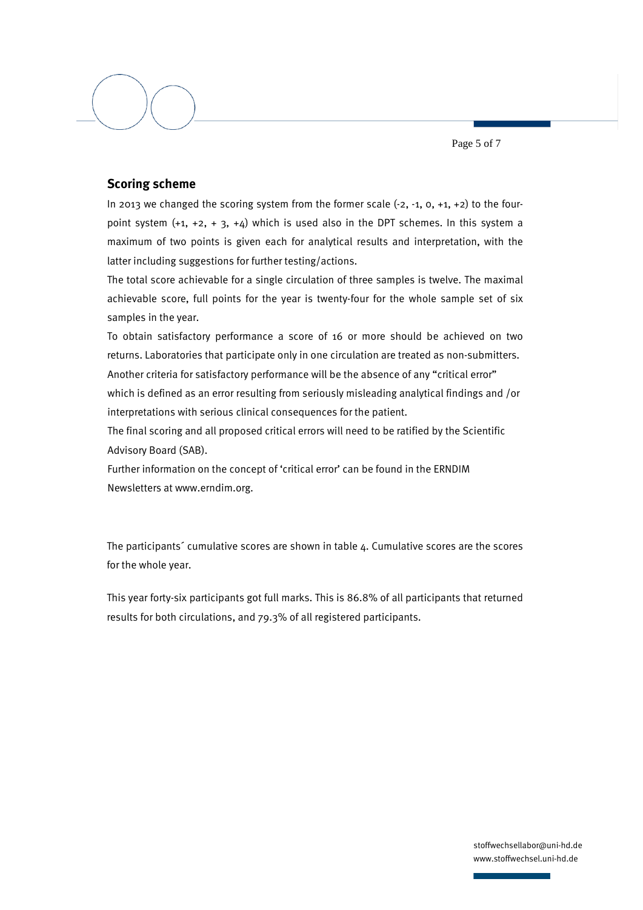## Scoring scheme

In 2013 we changed the scoring system from the former scale (-2, -1, 0, +1, +2) to the four-point system (+1, +2, + 3, +4) which is used also in the DPT schemes. In this system a maximum of two points is given each for analytical results and interpretation, with the latter including suggestions for further testing/actions.

The total score achievable for a single circulation of three samples is twelve. The maximal achievable score, full points for the year is twenty-four for the whole sample set of six samples in the year.

To obtain satisfactory performance a score of 16 or more should be achieved on two returns. Laboratories that participate only in one circulation are treated as non-submitters.

Another criteria for satisfactory performance will be the absence of any "critical error" which is defined as an error resulting from seriously misleading analytical findings and /or interpretations with serious clinical consequences for the patient.

The final scoring and all proposed critical errors will need to be ratified by the Scientific Advisory Board (SAB).

Further information on the concept of 'critical error' can be found in the ERNDIM Newsletters at www.erndim.org.

The participants´ cumulative scores are shown in table 4. Cumulative scores are the scores for the whole year.

This year forty-six participants got full marks. This is 86.8% of all participants that returned results for both circulations, and 79.3% of all registered participants.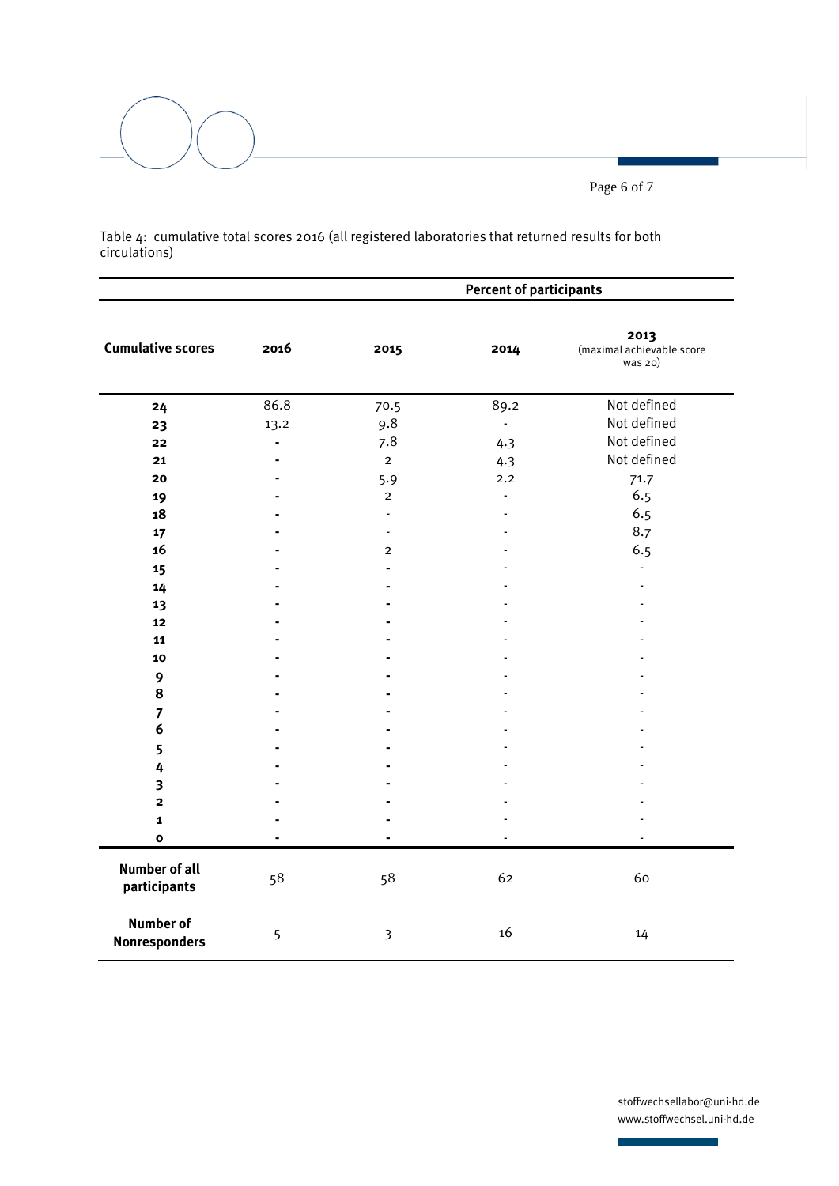Table 4: cumulative total scores 2016 (all registered laboratories that returned results for both circulations)

| | Percent of participants | | | |
|---|---|---|---|---|
| **Cumulative scores** | **2016** | **2015** | **2014** | **2013** (maximal achievable score was 20) |
| **24** | 86.8 | 70.5 | 89.2 | Not defined |
| **23** | 13.2 | 9.8 | - | Not defined |
| **22** | - | 7.8 | 4.3 | Not defined |
| **21** | - | 2 | 4.3 | Not defined |
| **20** | - | 5.9 | 2.2 | 71.7 |
| **19** | - | 2 | - | 6.5 |
| **18** | - | - | - | 6.5 |
| **17** | - | - | - | 8.7 |
| **16** | - | 2 | - | 6.5 |
| **15** | - | - | - | - |
| **14** | - | - | - | - |
| **13** | - | - | - | - |
| **12** | - | - | - | - |
| **11** | - | - | - | - |
| **10** | - | - | - | - |
| **9** | - | - | - | - |
| **8** | - | - | - | - |
| **7** | - | - | - | - |
| **6** | - | - | - | - |
| **5** | - | - | - | - |
| **4** | - | - | - | - |
| **3** | - | - | - | - |
| **2** | - | - | - | - |
| **1** | - | - | - | - |
| **0** | - | - | - | - |
| **Number of all participants** | 58 | 58 | 62 | 60 |
| **Number of Nonresponders** | 5 | 3 | 16 | 14 |

stoffwechsellabor@uni-hd.de
www.stoffwechsel.uni-hd.de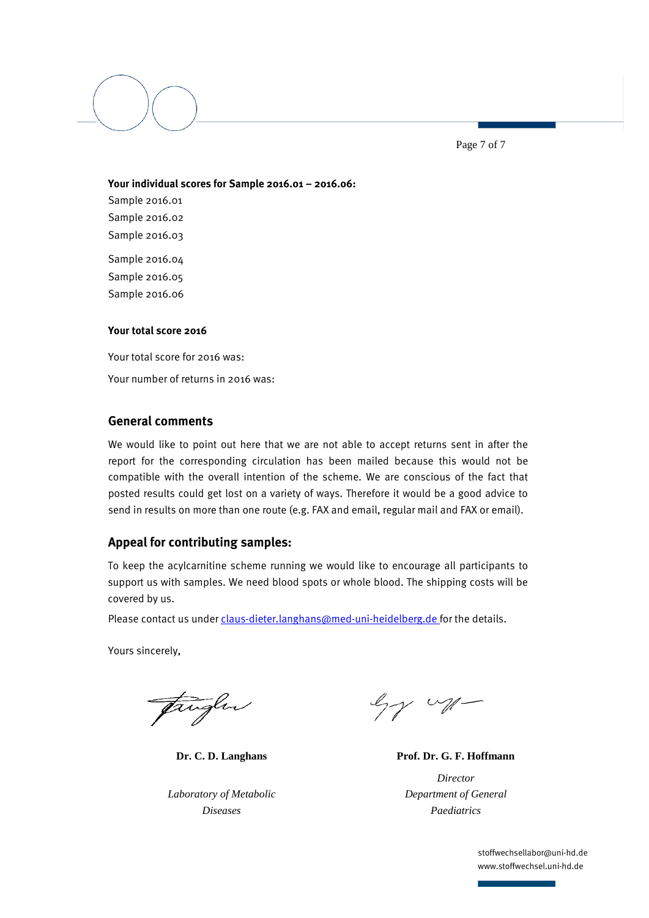**Your individual scores for Sample 2016.01 – 2016.06:**

Sample 2016.01

Sample 2016.02

Sample 2016.03

Sample 2016.04

Sample 2016.05

Sample 2016.06

**Your total score 2016**

Your total score for 2016 was:

Your number of returns in 2016 was:

## General comments

We would like to point out here that we are not able to accept returns sent in after the report for the corresponding circulation has been mailed because this would not be compatible with the overall intention of the scheme. We are conscious of the fact that posted results could get lost on a variety of ways. Therefore it would be a good advice to send in results on more than one route (e.g. FAX and email, regular mail and FAX or email).

## Appeal for contributing samples:

To keep the acylcarnitine scheme running we would like to encourage all participants to support us with samples. We need blood spots or whole blood. The shipping costs will be covered by us.

Please contact us under claus-dieter.langhans@med-uni-heidelberg.de for the details.

Yours sincerely,

**Dr. C. D. Langhans**

*Laboratory of Metabolic Diseases*

**Prof. Dr. G. F. Hoffmann**

*Director*
*Department of General Paediatrics*

stoffwechsellabor@uni-hd.de
www.stoffwechsel.uni-hd.de